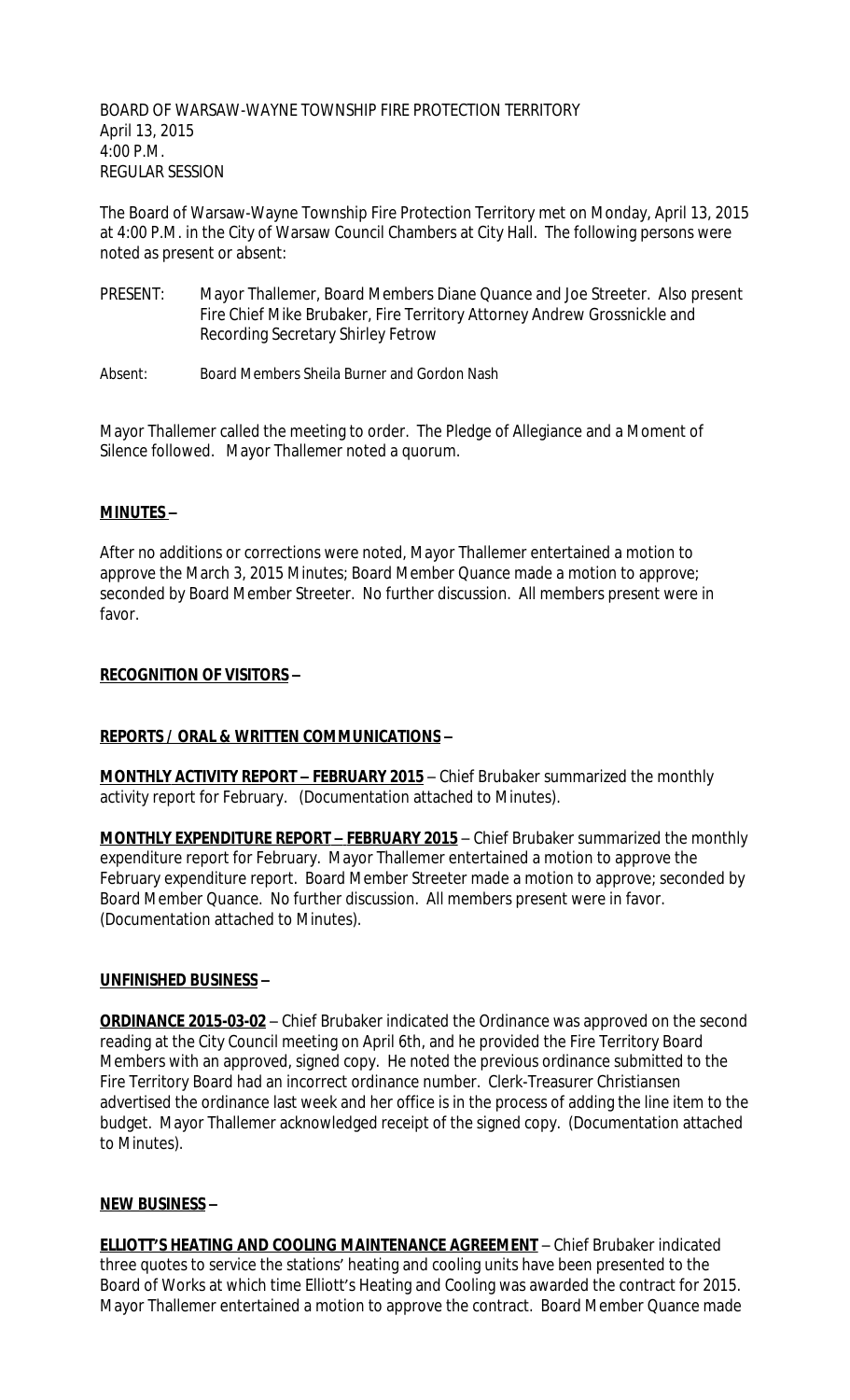BOARD OF WARSAW-WAYNE TOWNSHIP FIRE PROTECTION TERRITORY
April 13, 2015
4:00 P.M.
REGULAR SESSION

The Board of Warsaw-Wayne Township Fire Protection Territory met on Monday, April 13, 2015 at 4:00 P.M. in the City of Warsaw Council Chambers at City Hall. The following persons were noted as present or absent:

PRESENT: Mayor Thallemer, Board Members Diane Quance and Joe Streeter. Also present Fire Chief Mike Brubaker, Fire Territory Attorney Andrew Grossnickle and Recording Secretary Shirley Fetrow

Absent: Board Members Sheila Burner and Gordon Nash

Mayor Thallemer called the meeting to order. The Pledge of Allegiance and a Moment of Silence followed. Mayor Thallemer noted a quorum.

**MINUTES –**

After no additions or corrections were noted, Mayor Thallemer entertained a motion to approve the March 3, 2015 Minutes; Board Member Quance made a motion to approve; seconded by Board Member Streeter. No further discussion. All members present were in favor.

**RECOGNITION OF VISITORS –**

**REPORTS / ORAL & WRITTEN COMMUNICATIONS –**

**MONTHLY ACTIVITY REPORT – FEBRUARY 2015** – Chief Brubaker summarized the monthly activity report for February. (Documentation attached to Minutes).

**MONTHLY EXPENDITURE REPORT – FEBRUARY 2015** – Chief Brubaker summarized the monthly expenditure report for February. Mayor Thallemer entertained a motion to approve the February expenditure report. Board Member Streeter made a motion to approve; seconded by Board Member Quance. No further discussion. All members present were in favor. (Documentation attached to Minutes).

**UNFINISHED BUSINESS –**

**ORDINANCE 2015-03-02** – Chief Brubaker indicated the Ordinance was approved on the second reading at the City Council meeting on April 6th, and he provided the Fire Territory Board Members with an approved, signed copy. He noted the previous ordinance submitted to the Fire Territory Board had an incorrect ordinance number. Clerk-Treasurer Christiansen advertised the ordinance last week and her office is in the process of adding the line item to the budget. Mayor Thallemer acknowledged receipt of the signed copy. (Documentation attached to Minutes).

**NEW BUSINESS –**

**ELLIOTT'S HEATING AND COOLING MAINTENANCE AGREEMENT** – Chief Brubaker indicated three quotes to service the stations' heating and cooling units have been presented to the Board of Works at which time Elliott's Heating and Cooling was awarded the contract for 2015. Mayor Thallemer entertained a motion to approve the contract. Board Member Quance made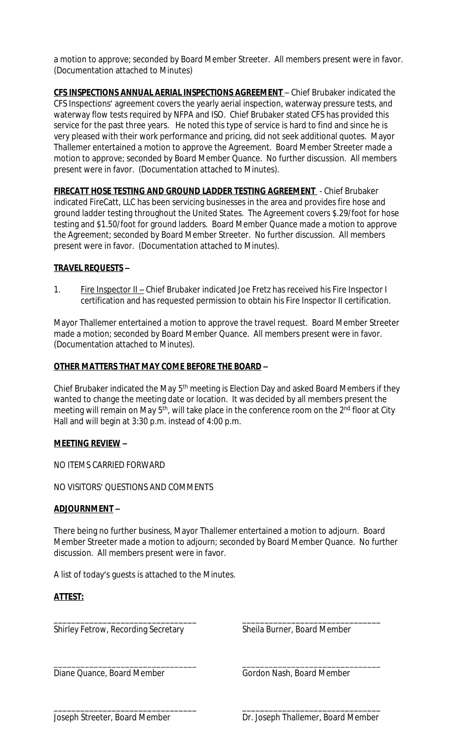a motion to approve; seconded by Board Member Streeter. All members present were in favor. (Documentation attached to Minutes)

**CFS INSPECTIONS ANNUAL AERIAL INSPECTIONS AGREEMENT** – Chief Brubaker indicated the CFS Inspections' agreement covers the yearly aerial inspection, waterway pressure tests, and waterway flow tests required by NFPA and ISO. Chief Brubaker stated CFS has provided this service for the past three years. He noted this type of service is hard to find and since he is very pleased with their work performance and pricing, did not seek additional quotes. Mayor Thallemer entertained a motion to approve the Agreement. Board Member Streeter made a motion to approve; seconded by Board Member Quance. No further discussion. All members present were in favor. (Documentation attached to Minutes).

**FIRECATT HOSE TESTING AND GROUND LADDER TESTING AGREEMENT** - Chief Brubaker indicated FireCatt, LLC has been servicing businesses in the area and provides fire hose and ground ladder testing throughout the United States. The Agreement covers $.29/foot for hose testing and $1.50/foot for ground ladders. Board Member Quance made a motion to approve the Agreement; seconded by Board Member Streeter. No further discussion. All members present were in favor. (Documentation attached to Minutes).

**TRAVEL REQUESTS –**

1. Fire Inspector II – Chief Brubaker indicated Joe Fretz has received his Fire Inspector I certification and has requested permission to obtain his Fire Inspector II certification.

Mayor Thallemer entertained a motion to approve the travel request. Board Member Streeter made a motion; seconded by Board Member Quance. All members present were in favor. (Documentation attached to Minutes).

**OTHER MATTERS THAT MAY COME BEFORE THE BOARD –**

Chief Brubaker indicated the May 5th meeting is Election Day and asked Board Members if they wanted to change the meeting date or location. It was decided by all members present the meeting will remain on May 5th, will take place in the conference room on the 2nd floor at City Hall and will begin at 3:30 p.m. instead of 4:00 p.m.

**MEETING REVIEW –**

NO ITEMS CARRIED FORWARD

NO VISITORS' QUESTIONS AND COMMENTS

**ADJOURNMENT –**

There being no further business, Mayor Thallemer entertained a motion to adjourn. Board Member Streeter made a motion to adjourn; seconded by Board Member Quance. No further discussion. All members present were in favor.

A list of today's guests is attached to the Minutes.

**ATTEST:**

_______________________________
Shirley Fetrow, Recording Secretary

_______________________________
Sheila Burner, Board Member

_______________________________
Diane Quance, Board Member

_______________________________
Gordon Nash, Board Member

_______________________________
Joseph Streeter, Board Member

_______________________________
Dr. Joseph Thallemer, Board Member